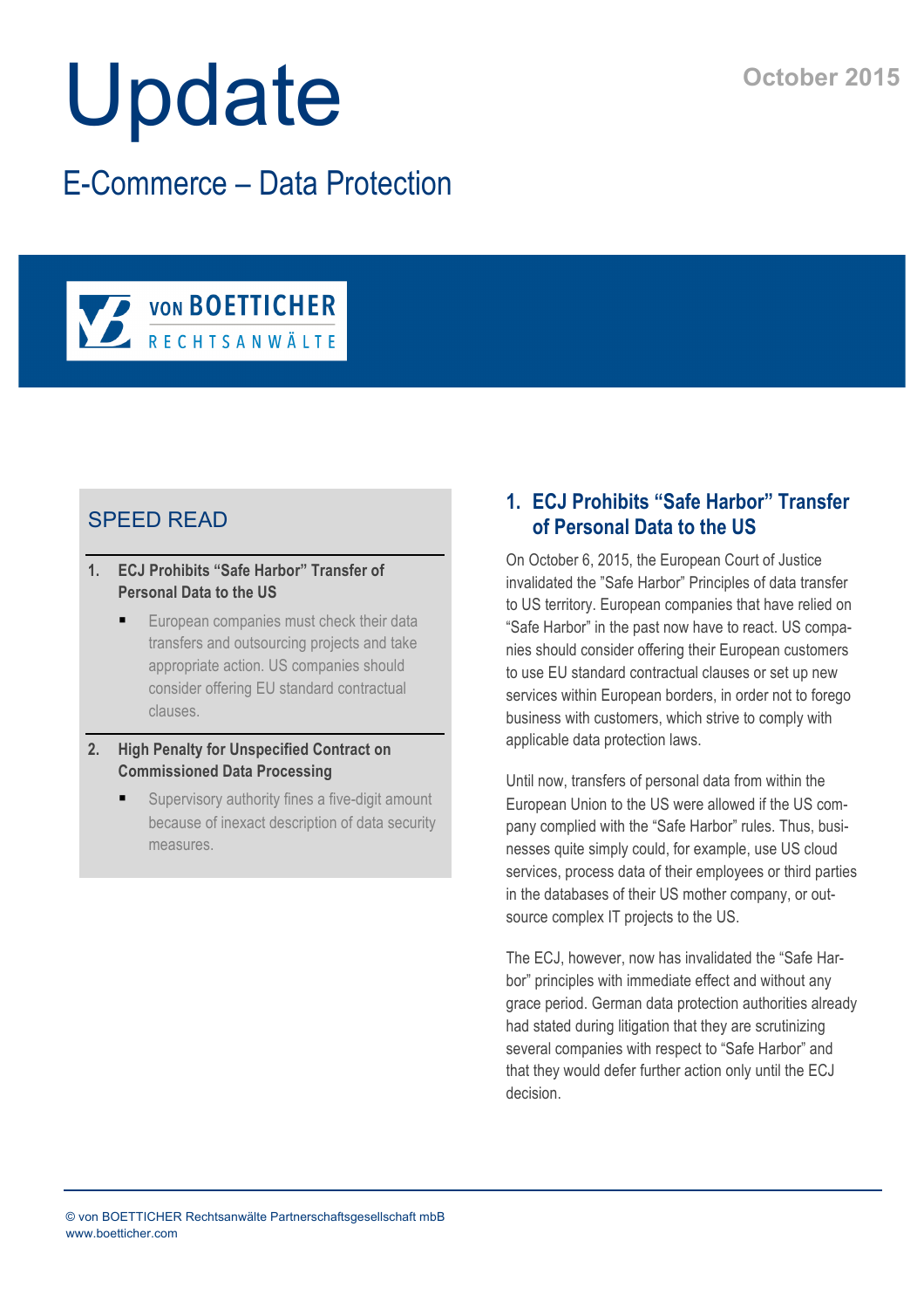# Update

October 2015

## E-Commerce – Data Protection

von BOETTICHER RECHTSANWÄLTE

### SPEED READ

1. **ECJ Prohibits "Safe Harbor" Transfer of Personal Data to the US**
   - European companies must check their data transfers and outsourcing projects and take appropriate action. US companies should consider offering EU standard contractual clauses.

2. **High Penalty for Unspecified Contract on Commissioned Data Processing**
   - Supervisory authority fines a five-digit amount because of inexact description of data security measures.

## 1. ECJ Prohibits "Safe Harbor" Transfer of Personal Data to the US

On October 6, 2015, the European Court of Justice invalidated the "Safe Harbor" Principles of data transfer to US territory. European companies that have relied on "Safe Harbor" in the past now have to react. US companies should consider offering their European customers to use EU standard contractual clauses or set up new services within European borders, in order not to forego business with customers, which strive to comply with applicable data protection laws.

Until now, transfers of personal data from within the European Union to the US were allowed if the US company complied with the "Safe Harbor" rules. Thus, businesses quite simply could, for example, use US cloud services, process data of their employees or third parties in the databases of their US mother company, or outsource complex IT projects to the US.

The ECJ, however, now has invalidated the "Safe Harbor" principles with immediate effect and without any grace period. German data protection authorities already had stated during litigation that they are scrutinizing several companies with respect to "Safe Harbor" and that they would defer further action only until the ECJ decision.

© von BOETTICHER Rechtsanwälte Partnerschaftsgesellschaft mbB
www.boetticher.com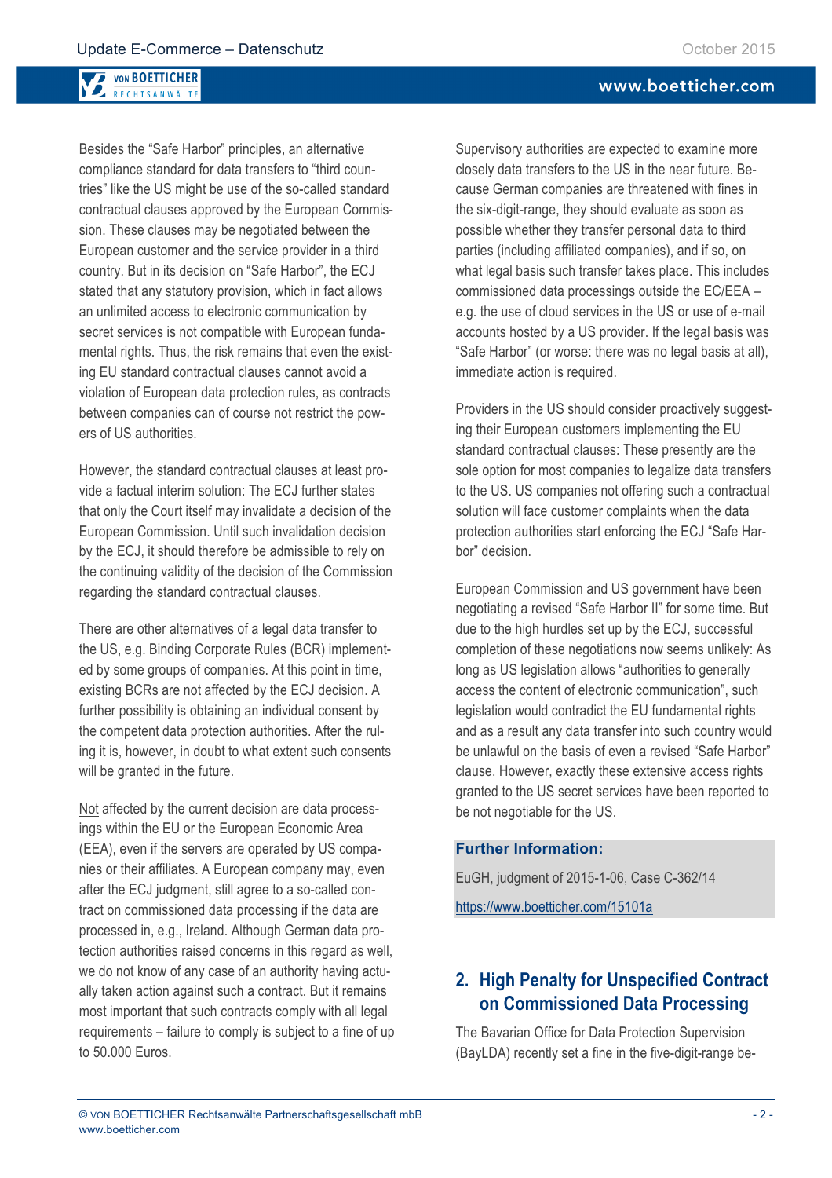Besides the "Safe Harbor" principles, an alternative compliance standard for data transfers to "third countries" like the US might be use of the so-called standard contractual clauses approved by the European Commission. These clauses may be negotiated between the European customer and the service provider in a third country. But in its decision on "Safe Harbor", the ECJ stated that any statutory provision, which in fact allows an unlimited access to electronic communication by secret services is not compatible with European fundamental rights. Thus, the risk remains that even the existing EU standard contractual clauses cannot avoid a violation of European data protection rules, as contracts between companies can of course not restrict the powers of US authorities.

However, the standard contractual clauses at least provide a factual interim solution: The ECJ further states that only the Court itself may invalidate a decision of the European Commission. Until such invalidation decision by the ECJ, it should therefore be admissible to rely on the continuing validity of the decision of the Commission regarding the standard contractual clauses.

There are other alternatives of a legal data transfer to the US, e.g. Binding Corporate Rules (BCR) implemented by some groups of companies. At this point in time, existing BCRs are not affected by the ECJ decision. A further possibility is obtaining an individual consent by the competent data protection authorities. After the ruling it is, however, in doubt to what extent such consents will be granted in the future.

Not affected by the current decision are data processings within the EU or the European Economic Area (EEA), even if the servers are operated by US companies or their affiliates. A European company may, even after the ECJ judgment, still agree to a so-called contract on commissioned data processing if the data are processed in, e.g., Ireland. Although German data protection authorities raised concerns in this regard as well, we do not know of any case of an authority having actually taken action against such a contract. But it remains most important that such contracts comply with all legal requirements – failure to comply is subject to a fine of up to 50.000 Euros.

Supervisory authorities are expected to examine more closely data transfers to the US in the near future. Because German companies are threatened with fines in the six-digit-range, they should evaluate as soon as possible whether they transfer personal data to third parties (including affiliated companies), and if so, on what legal basis such transfer takes place. This includes commissioned data processings outside the EC/EEA – e.g. the use of cloud services in the US or use of e-mail accounts hosted by a US provider. If the legal basis was "Safe Harbor" (or worse: there was no legal basis at all), immediate action is required.

Providers in the US should consider proactively suggesting their European customers implementing the EU standard contractual clauses: These presently are the sole option for most companies to legalize data transfers to the US. US companies not offering such a contractual solution will face customer complaints when the data protection authorities start enforcing the ECJ "Safe Harbor" decision.

European Commission and US government have been negotiating a revised "Safe Harbor II" for some time. But due to the high hurdles set up by the ECJ, successful completion of these negotiations now seems unlikely: As long as US legislation allows "authorities to generally access the content of electronic communication", such legislation would contradict the EU fundamental rights and as a result any data transfer into such country would be unlawful on the basis of even a revised "Safe Harbor" clause. However, exactly these extensive access rights granted to the US secret services have been reported to be not negotiable for the US.

**Further Information:**

EuGH, judgment of 2015-1-06, Case C-362/14

https://www.boetticher.com/15101a

## 2. High Penalty for Unspecified Contract on Commissioned Data Processing

The Bavarian Office for Data Protection Supervision (BayLDA) recently set a fine in the five-digit-range be-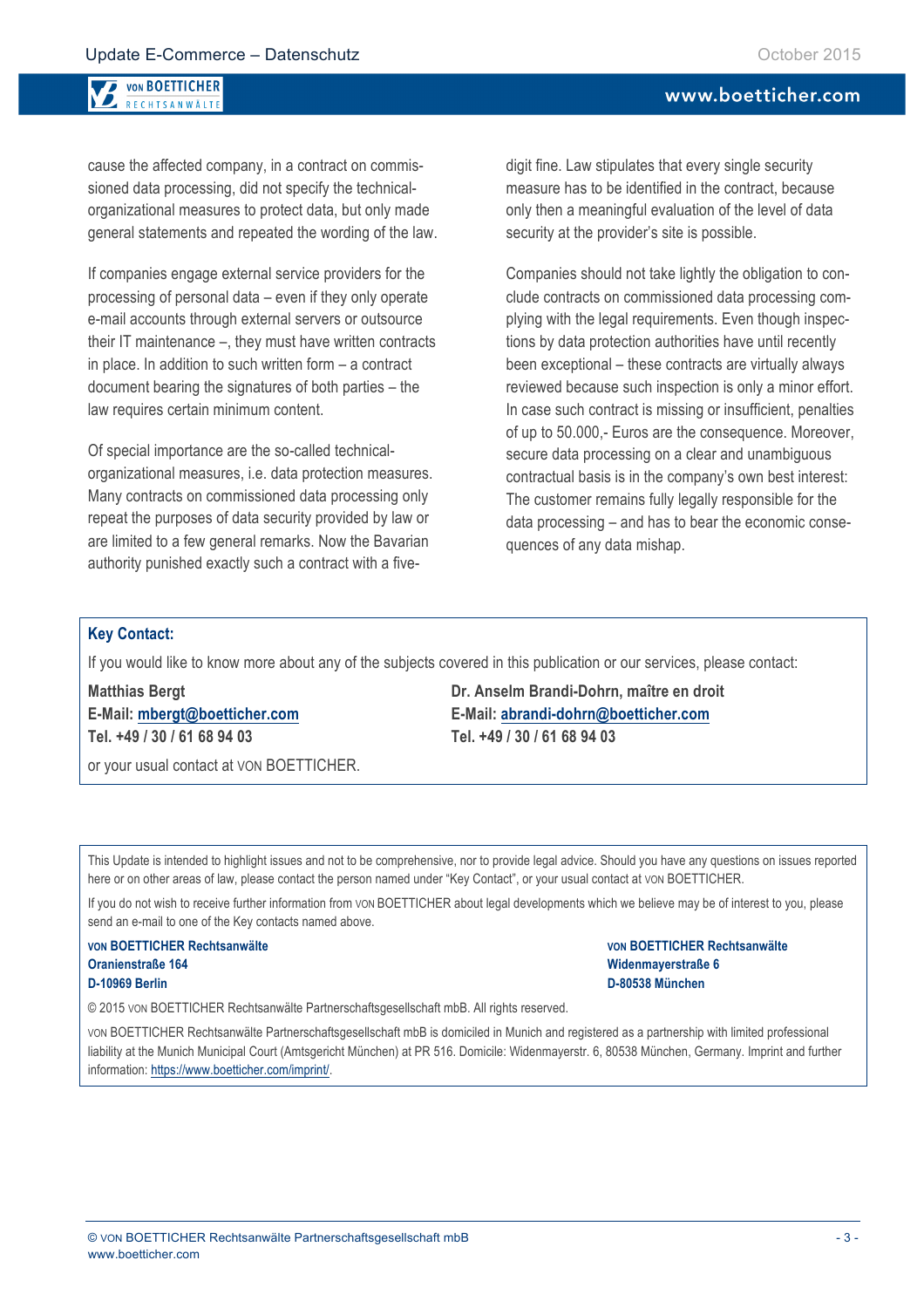cause the affected company, in a contract on commissioned data processing, did not specify the technical-organizational measures to protect data, but only made general statements and repeated the wording of the law.

If companies engage external service providers for the processing of personal data – even if they only operate e-mail accounts through external servers or outsource their IT maintenance –, they must have written contracts in place. In addition to such written form – a contract document bearing the signatures of both parties – the law requires certain minimum content.

Of special importance are the so-called technical-organizational measures, i.e. data protection measures. Many contracts on commissioned data processing only repeat the purposes of data security provided by law or are limited to a few general remarks. Now the Bavarian authority punished exactly such a contract with a five-digit fine. Law stipulates that every single security measure has to be identified in the contract, because only then a meaningful evaluation of the level of data security at the provider's site is possible.

Companies should not take lightly the obligation to conclude contracts on commissioned data processing complying with the legal requirements. Even though inspections by data protection authorities have until recently been exceptional – these contracts are virtually always reviewed because such inspection is only a minor effort. In case such contract is missing or insufficient, penalties of up to 50.000,- Euros are the consequence. Moreover, secure data processing on a clear and unambiguous contractual basis is in the company's own best interest: The customer remains fully legally responsible for the data processing – and has to bear the economic consequences of any data mishap.

**Key Contact:**

If you would like to know more about any of the subjects covered in this publication or our services, please contact:

**Matthias Bergt**
**E-Mail: mbergt@boetticher.com**
**Tel. +49 / 30 / 61 68 94 03**

**Dr. Anselm Brandi-Dohrn, maître en droit**
**E-Mail: abrandi-dohrn@boetticher.com**
**Tel. +49 / 30 / 61 68 94 03**

or your usual contact at VON BOETTICHER.

This Update is intended to highlight issues and not to be comprehensive, nor to provide legal advice. Should you have any questions on issues reported here or on other areas of law, please contact the person named under "Key Contact", or your usual contact at VON BOETTICHER.

If you do not wish to receive further information from VON BOETTICHER about legal developments which we believe may be of interest to you, please send an e-mail to one of the Key contacts named above.

**VON BOETTICHER Rechtsanwälte**
**Oranienstraße 164**
**D-10969 Berlin**

**VON BOETTICHER Rechtsanwälte**
**Widenmayerstraße 6**
**D-80538 München**

© 2015 VON BOETTICHER Rechtsanwälte Partnerschaftsgesellschaft mbB. All rights reserved.

VON BOETTICHER Rechtsanwälte Partnerschaftsgesellschaft mbB is domiciled in Munich and registered as a partnership with limited professional liability at the Munich Municipal Court (Amtsgericht München) at PR 516. Domicile: Widenmayerstr. 6, 80538 München, Germany. Imprint and further information: https://www.boetticher.com/imprint/.